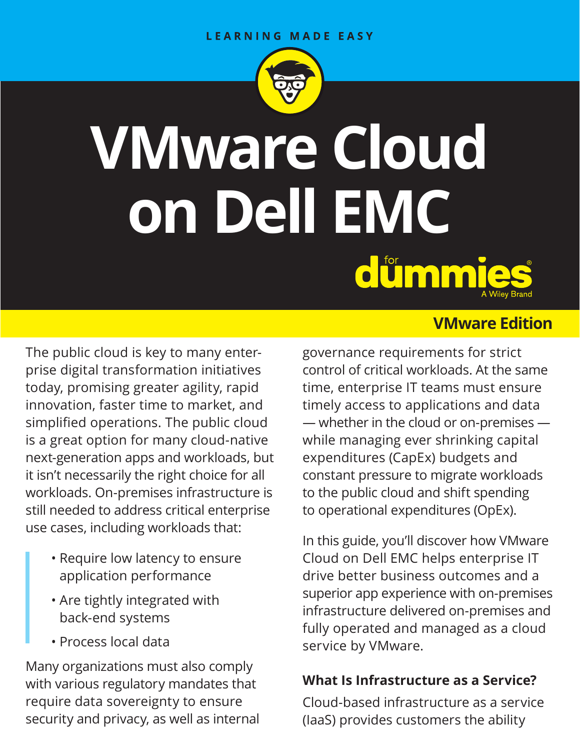LEARNING MADE EASY

# VMware Cloud on Dell EMC

for dummies

A Wiley Brand

**VMware Edition**

The public cloud is key to many enterprise digital transformation initiatives today, promising greater agility, rapid innovation, faster time to market, and simplified operations. The public cloud is a great option for many cloud-native next-generation apps and workloads, but it isn't necessarily the right choice for all workloads. On-premises infrastructure is still needed to address critical enterprise use cases, including workloads that:

- Require low latency to ensure application performance
- Are tightly integrated with back-end systems
- Process local data

Many organizations must also comply with various regulatory mandates that require data sovereignty to ensure security and privacy, as well as internal governance requirements for strict control of critical workloads. At the same time, enterprise IT teams must ensure timely access to applications and data — whether in the cloud or on-premises — while managing ever shrinking capital expenditures (CapEx) budgets and constant pressure to migrate workloads to the public cloud and shift spending to operational expenditures (OpEx).

In this guide, you'll discover how VMware Cloud on Dell EMC helps enterprise IT drive better business outcomes and a superior app experience with on-premises infrastructure delivered on-premises and fully operated and managed as a cloud service by VMware.

### What Is Infrastructure as a Service?

Cloud-based infrastructure as a service (IaaS) provides customers the ability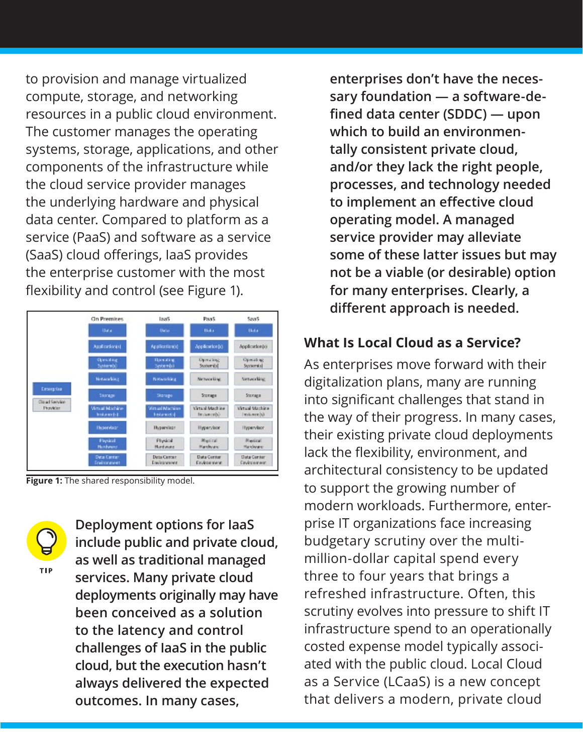to provision and manage virtualized compute, storage, and networking resources in a public cloud environment. The customer manages the operating systems, storage, applications, and other components of the infrastructure while the cloud service provider manages the underlying hardware and physical data center. Compared to platform as a service (PaaS) and software as a service (SaaS) cloud offerings, IaaS provides the enterprise customer with the most flexibility and control (see Figure 1).

| | On Premises | IaaS | PaaS | SaaS |
|---|---|---|---|---|
| Data | Enterprise | Enterprise | Enterprise | Enterprise |
| Application(s) | Enterprise | Enterprise | Enterprise | Cloud Service Provider |
| Operating System(s) | Enterprise | Enterprise | Cloud Service Provider | Cloud Service Provider |
| Networking | Enterprise | Enterprise | Cloud Service Provider | Cloud Service Provider |
| Storage | Enterprise | Enterprise | Cloud Service Provider | Cloud Service Provider |
| Virtual Machine Instance(s) | Enterprise | Enterprise | Cloud Service Provider | Cloud Service Provider |
| Hypervisor | Enterprise | Cloud Service Provider | Cloud Service Provider | Cloud Service Provider |
| Physical Hardware | Enterprise | Cloud Service Provider | Cloud Service Provider | Cloud Service Provider |
| Data Center Environment | Enterprise | Cloud Service Provider | Cloud Service Provider | Cloud Service Provider |

**Figure 1:** The shared responsibility model.

TIP

**Deployment options for IaaS include public and private cloud, as well as traditional managed services. Many private cloud deployments originally may have been conceived as a solution to the latency and control challenges of IaaS in the public cloud, but the execution hasn't always delivered the expected outcomes. In many cases, enterprises don't have the necessary foundation — a software-defined data center (SDDC) — upon which to build an environmentally consistent private cloud, and/or they lack the right people, processes, and technology needed to implement an effective cloud operating model. A managed service provider may alleviate some of these latter issues but may not be a viable (or desirable) option for many enterprises. Clearly, a different approach is needed.**

## What Is Local Cloud as a Service?

As enterprises move forward with their digitalization plans, many are running into significant challenges that stand in the way of their progress. In many cases, their existing private cloud deployments lack the flexibility, environment, and architectural consistency to be updated to support the growing number of modern workloads. Furthermore, enterprise IT organizations face increasing budgetary scrutiny over the multi-million-dollar capital spend every three to four years that brings a refreshed infrastructure. Often, this scrutiny evolves into pressure to shift IT infrastructure spend to an operationally costed expense model typically associated with the public cloud. Local Cloud as a Service (LCaaS) is a new concept that delivers a modern, private cloud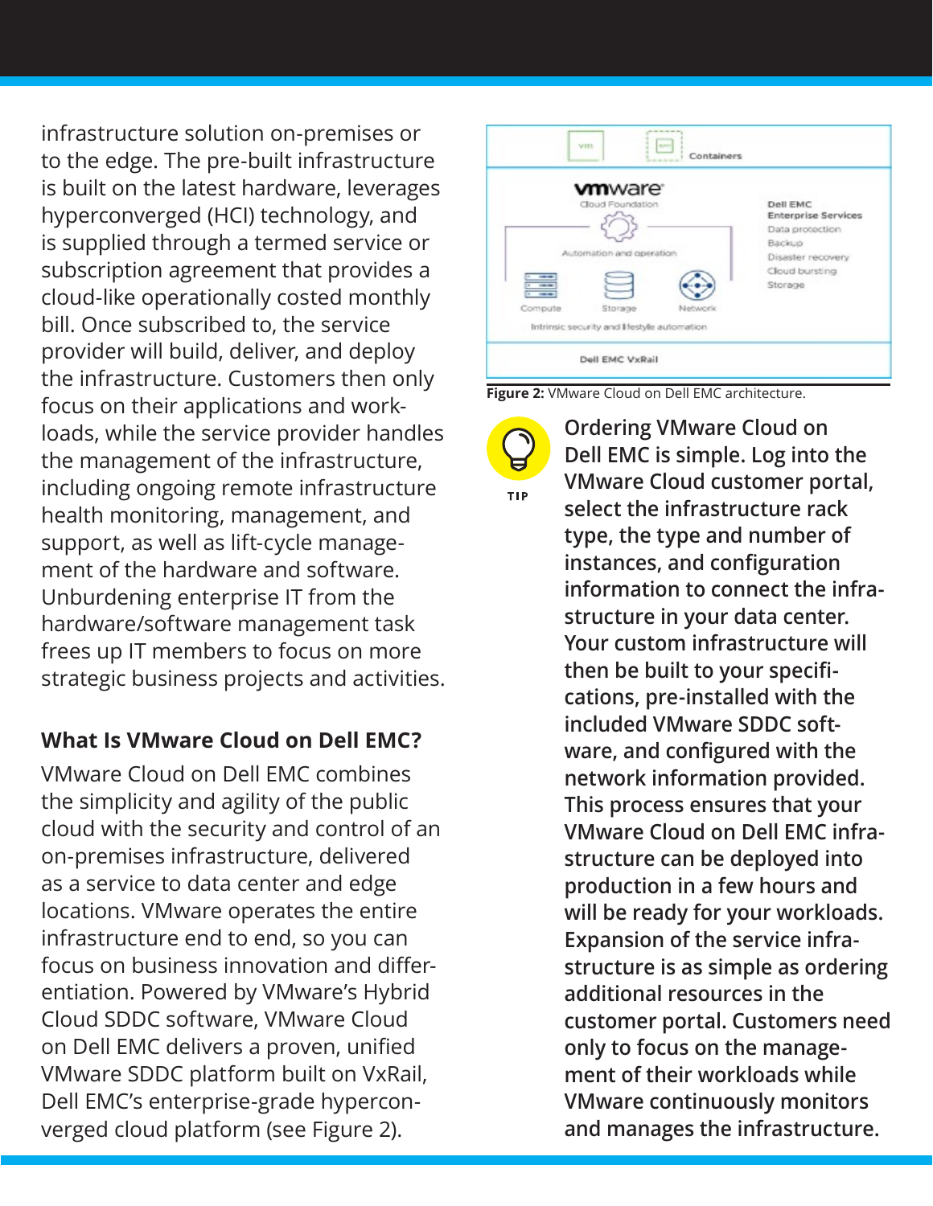infrastructure solution on-premises or to the edge. The pre-built infrastructure is built on the latest hardware, leverages hyperconverged (HCI) technology, and is supplied through a termed service or subscription agreement that provides a cloud-like operationally costed monthly bill. Once subscribed to, the service provider will build, deliver, and deploy the infrastructure. Customers then only focus on their applications and workloads, while the service provider handles the management of the infrastructure, including ongoing remote infrastructure health monitoring, management, and support, as well as lift-cycle management of the hardware and software. Unburdening enterprise IT from the hardware/software management task frees up IT members to focus on more strategic business projects and activities.

### What Is VMware Cloud on Dell EMC?

VMware Cloud on Dell EMC combines the simplicity and agility of the public cloud with the security and control of an on-premises infrastructure, delivered as a service to data center and edge locations. VMware operates the entire infrastructure end to end, so you can focus on business innovation and differentiation. Powered by VMware's Hybrid Cloud SDDC software, VMware Cloud on Dell EMC delivers a proven, unified VMware SDDC platform built on VxRail, Dell EMC's enterprise-grade hyperconverged cloud platform (see Figure 2).

vm | Containers

vmware Cloud Foundation

Automation and operation

Compute | Storage | Network

Intrinsic security and lifestyle automation

Dell EMC Enterprise Services: Data protection, Backup, Disaster recovery, Cloud bursting, Storage

Dell EMC VxRail

**Figure 2:** VMware Cloud on Dell EMC architecture.

**TIP**

**Ordering VMware Cloud on Dell EMC is simple. Log into the VMware Cloud customer portal, select the infrastructure rack type, the type and number of instances, and configuration information to connect the infrastructure in your data center. Your custom infrastructure will then be built to your specifications, pre-installed with the included VMware SDDC software, and configured with the network information provided. This process ensures that your VMware Cloud on Dell EMC infrastructure can be deployed into production in a few hours and will be ready for your workloads. Expansion of the service infrastructure is as simple as ordering additional resources in the customer portal. Customers need only to focus on the management of their workloads while VMware continuously monitors and manages the infrastructure.**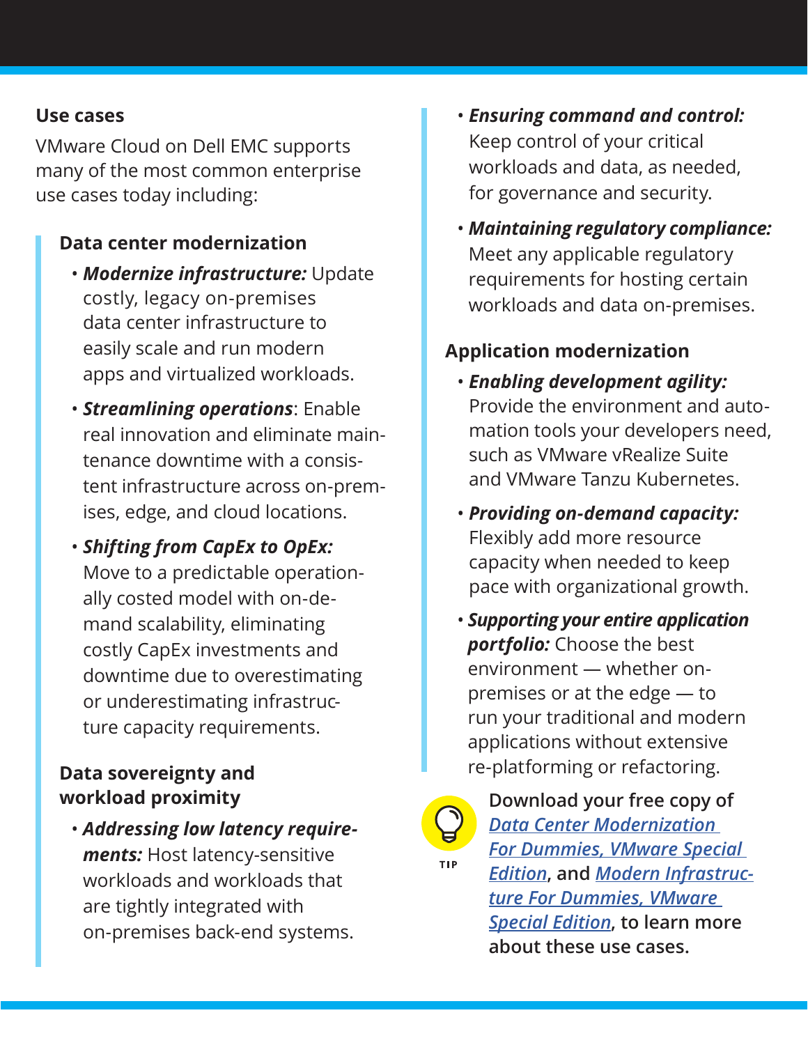## Use cases

VMware Cloud on Dell EMC supports many of the most common enterprise use cases today including:

### Data center modernization

- ***Modernize infrastructure:*** Update costly, legacy on-premises data center infrastructure to easily scale and run modern apps and virtualized workloads.
- ***Streamlining operations***: Enable real innovation and eliminate maintenance downtime with a consistent infrastructure across on-premises, edge, and cloud locations.
- ***Shifting from CapEx to OpEx:*** Move to a predictable operationally costed model with on-demand scalability, eliminating costly CapEx investments and downtime due to overestimating or underestimating infrastructure capacity requirements.

### Data sovereignty and workload proximity

- ***Addressing low latency requirements:*** Host latency-sensitive workloads and workloads that are tightly integrated with on-premises back-end systems.
- ***Ensuring command and control:*** Keep control of your critical workloads and data, as needed, for governance and security.
- ***Maintaining regulatory compliance:*** Meet any applicable regulatory requirements for hosting certain workloads and data on-premises.

### Application modernization

- ***Enabling development agility:*** Provide the environment and automation tools your developers need, such as VMware vRealize Suite and VMware Tanzu Kubernetes.
- ***Providing on-demand capacity:*** Flexibly add more resource capacity when needed to keep pace with organizational growth.
- ***Supporting your entire application portfolio:*** Choose the best environment — whether on-premises or at the edge — to run your traditional and modern applications without extensive re-platforming or refactoring.

TIP

**Download your free copy of *Data Center Modernization For Dummies, VMware Special Edition*, and *Modern Infrastructure For Dummies, VMware Special Edition*, to learn more about these use cases.**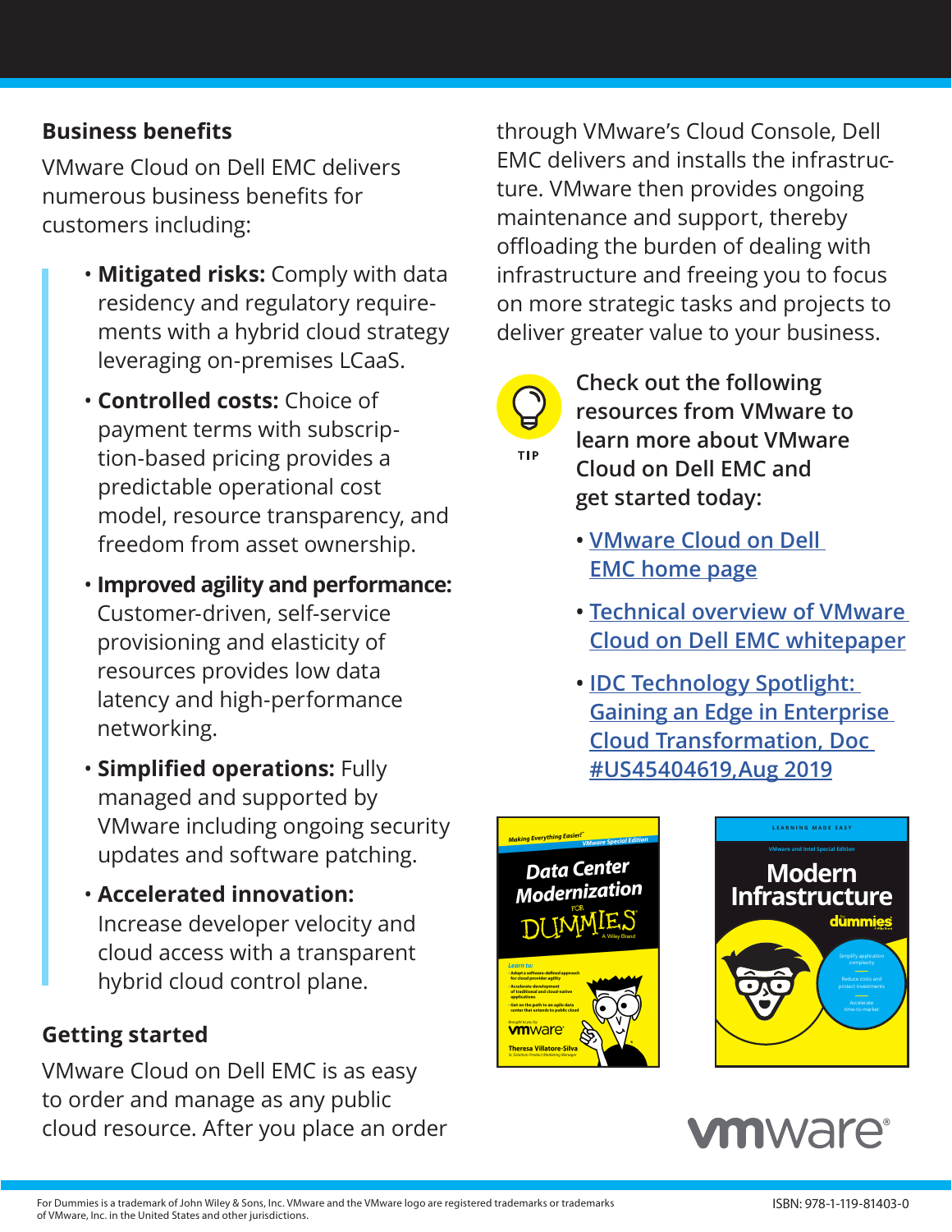## Business benefits

VMware Cloud on Dell EMC delivers numerous business benefits for customers including:

- **Mitigated risks:** Comply with data residency and regulatory requirements with a hybrid cloud strategy leveraging on-premises LCaaS.
- **Controlled costs:** Choice of payment terms with subscription-based pricing provides a predictable operational cost model, resource transparency, and freedom from asset ownership.
- **Improved agility and performance:** Customer-driven, self-service provisioning and elasticity of resources provides low data latency and high-performance networking.
- **Simplified operations:** Fully managed and supported by VMware including ongoing security updates and software patching.
- **Accelerated innovation:** Increase developer velocity and cloud access with a transparent hybrid cloud control plane.

## Getting started

VMware Cloud on Dell EMC is as easy to order and manage as any public cloud resource. After you place an order through VMware's Cloud Console, Dell EMC delivers and installs the infrastructure. VMware then provides ongoing maintenance and support, thereby offloading the burden of dealing with infrastructure and freeing you to focus on more strategic tasks and projects to deliver greater value to your business.

TIP

**Check out the following resources from VMware to learn more about VMware Cloud on Dell EMC and get started today:**

- VMware Cloud on Dell EMC home page
- Technical overview of VMware Cloud on Dell EMC whitepaper
- IDC Technology Spotlight: Gaining an Edge in Enterprise Cloud Transformation, Doc #US45404619,Aug 2019

For Dummies is a trademark of John Wiley & Sons, Inc. VMware and the VMware logo are registered trademarks or trademarks of VMware, Inc. in the United States and other jurisdictions.

ISBN: 978-1-119-81403-0